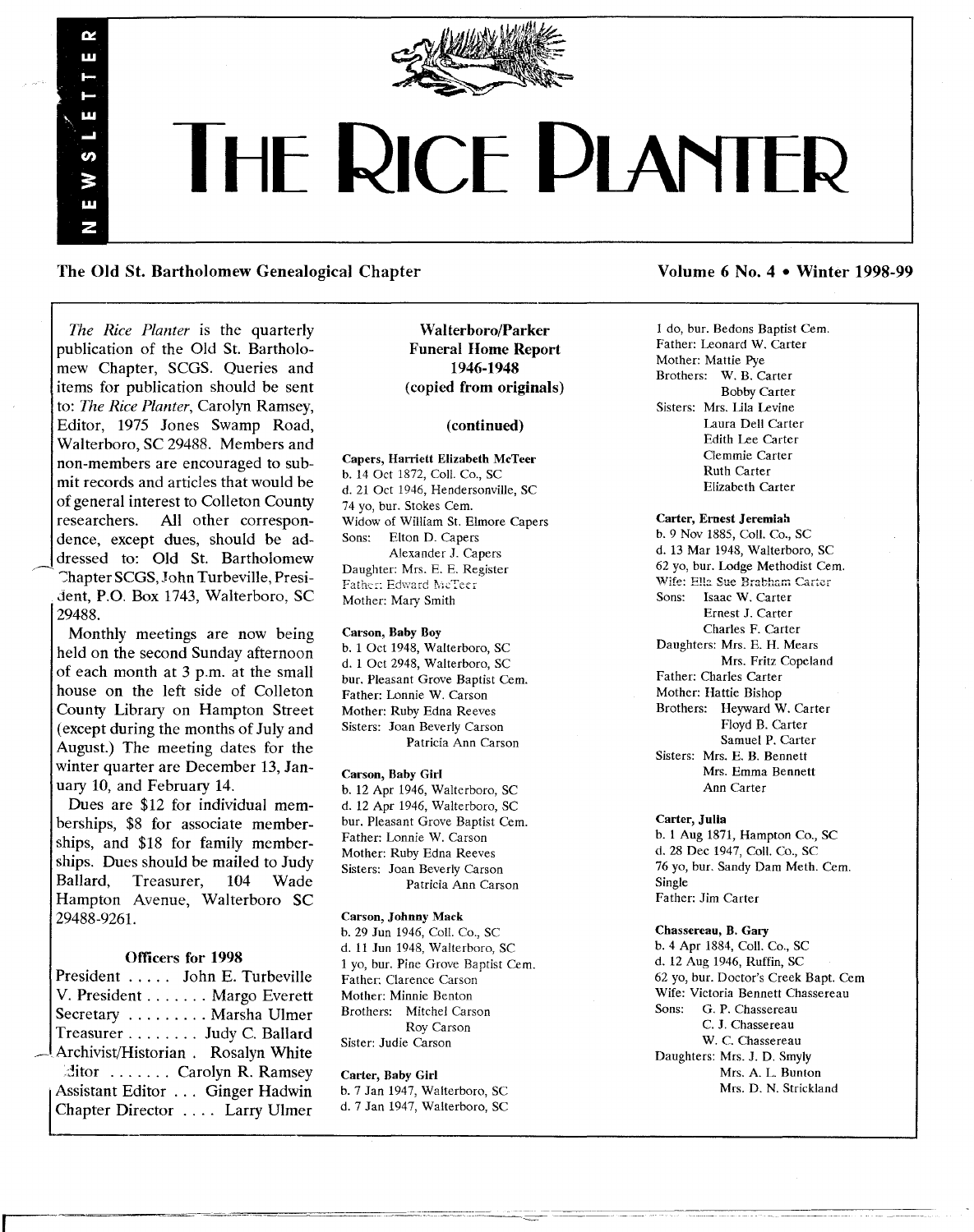NEWSLETTER

# THE RICE PLANTER

**The Old St. Bartholomew Genealogical Chapter** | **Volume 6 No. 4 • Winter 1998-99**

*The Rice Planter* is the quarterly publication of the Old St. Bartholomew Chapter, SCGS. Queries and items for publication should be sent to: *The Rice Planter*, Carolyn Ramsey, Editor, 1975 Jones Swamp Road, Walterboro, SC 29488. Members and non-members are encouraged to submit records and articles that would be of general interest to Colleton County researchers. All other correspondence, except dues, should be addressed to: Old St. Bartholomew Chapter SCGS, John Turbeville, President, P.O. Box 1743, Walterboro, SC 29488.

Monthly meetings are now being held on the second Sunday afternoon of each month at 3 p.m. at the small house on the left side of Colleton County Library on Hampton Street (except during the months of July and August.) The meeting dates for the winter quarter are December 13, January 10, and February 14.

Dues are $12 for individual memberships, $8 for associate memberships, and $18 for family memberships. Dues should be mailed to Judy Ballard, Treasurer, 104 Wade Hampton Avenue, Walterboro SC 29488-9261.

### Officers for 1998

President . . . . . John E. Turbeville
V. President . . . . . . . Margo Everett
Secretary . . . . . . . . . Marsha Ulmer
Treasurer . . . . . . . . Judy C. Ballard
Archivist/Historian . Rosalyn White
Editor . . . . . . . Carolyn R. Ramsey
Assistant Editor . . . Ginger Hadwin
Chapter Director . . . . Larry Ulmer

## Walterboro/Parker Funeral Home Report 1946-1948 (copied from originals)

**(continued)**

**Capers, Harriett Elizabeth McTeer**
b. 14 Oct 1872, Coll. Co., SC
d. 21 Oct 1946, Hendersonville, SC
74 yo, bur. Stokes Cem.
Widow of William St. Elmore Capers
Sons: Elton D. Capers
Alexander J. Capers
Daughter: Mrs. E. E. Register
Father: Edward McTeer
Mother: Mary Smith

**Carson, Baby Boy**
b. 1 Oct 1948, Walterboro, SC
d. 1 Oct 2948, Walterboro, SC
bur. Pleasant Grove Baptist Cem.
Father: Lonnie W. Carson
Mother: Ruby Edna Reeves
Sisters: Joan Beverly Carson
Patricia Ann Carson

**Carson, Baby Girl**
b. 12 Apr 1946, Walterboro, SC
d. 12 Apr 1946, Walterboro, SC
bur. Pleasant Grove Baptist Cem.
Father: Lonnie W. Carson
Mother: Ruby Edna Reeves
Sisters: Joan Beverly Carson
Patricia Ann Carson

**Carson, Johnny Mack**
b. 29 Jun 1946, Coll. Co., SC
d. 11 Jun 1948, Walterboro, SC
1 yo, bur. Pine Grove Baptist Cem.
Father: Clarence Carson
Mother: Minnie Benton
Brothers: Mitchel Carson
Roy Carson
Sister: Judie Carson

**Carter, Baby Girl**
b. 7 Jan 1947, Walterboro, SC
d. 7 Jan 1947, Walterboro, SC
1 do, bur. Bedons Baptist Cem.
Father: Leonard W. Carter
Mother: Mattie Pye
Brothers: W. B. Carter
Bobby Carter
Sisters: Mrs. Lila Levine
Laura Dell Carter
Edith Lee Carter
Clemmie Carter
Ruth Carter
Elizabeth Carter

**Carter, Ernest Jeremiah**
b. 9 Nov 1885, Coll. Co., SC
d. 13 Mar 1948, Walterboro, SC
62 yo, bur. Lodge Methodist Cem.
Wife: Ella Sue Brabham Carter
Sons: Isaac W. Carter
Ernest J. Carter
Charles F. Carter
Daughters: Mrs. E. H. Mears
Mrs. Fritz Copeland
Father: Charles Carter
Mother: Hattie Bishop
Brothers: Heyward W. Carter
Floyd B. Carter
Samuel P. Carter
Sisters: Mrs. E. B. Bennett
Mrs. Emma Bennett
Ann Carter

**Carter, Julia**
b. 1 Aug 1871, Hampton Co., SC
d. 28 Dec 1947, Coll. Co., SC
76 yo, bur. Sandy Dam Meth. Cem.
Single
Father: Jim Carter

**Chassereau, B. Gary**
b. 4 Apr 1884, Coll. Co., SC
d. 12 Aug 1946, Ruffin, SC
62 yo, bur. Doctor's Creek Bapt. Cem
Wife: Victoria Bennett Chassereau
Sons: G. P. Chassereau
C. J. Chassereau
W. C. Chassereau
Daughters: Mrs. J. D. Smyly
Mrs. A. L. Bunton
Mrs. D. N. Strickland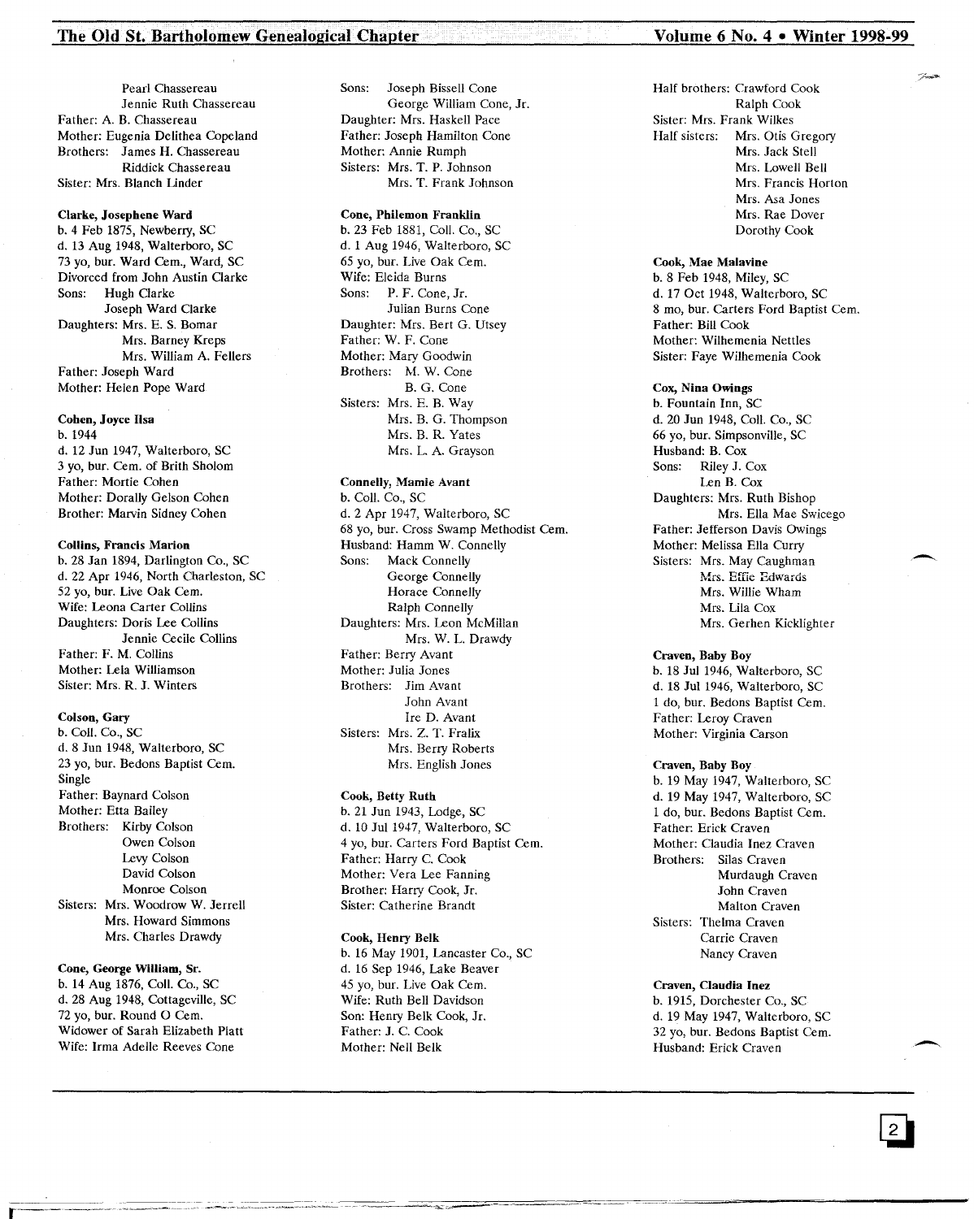Pearl Chassereau
Jennie Ruth Chassereau
Father: A. B. Chassereau
Mother: Eugenia Delithea Copeland
Brothers: James H. Chassereau
Riddick Chassereau
Sister: Mrs. Blanch Linder

**Clarke, Josephene Ward**
b. 4 Feb 1875, Newberry, SC
d. 13 Aug 1948, Walterboro, SC
73 yo, bur. Ward Cem., Ward, SC
Divorced from John Austin Clarke
Sons: Hugh Clarke
Joseph Ward Clarke
Daughters: Mrs. E. S. Bomar
Mrs. Barney Kreps
Mrs. William A. Fellers
Father: Joseph Ward
Mother: Helen Pope Ward

**Cohen, Joyce Ilsa**
b. 1944
d. 12 Jun 1947, Walterboro, SC
3 yo, bur. Cem. of Brith Sholom
Father: Mortie Cohen
Mother: Dorally Gelson Cohen
Brother: Marvin Sidney Cohen

**Collins, Francis Marion**
b. 28 Jan 1894, Darlington Co., SC
d. 22 Apr 1946, North Charleston, SC
52 yo, bur. Live Oak Cem.
Wife: Leona Carter Collins
Daughters: Doris Lee Collins
Jennie Cecile Collins
Father: F. M. Collins
Mother: Lela Williamson
Sister: Mrs. R. J. Winters

**Colson, Gary**
b. Coll. Co., SC
d. 8 Jun 1948, Walterboro, SC
23 yo, bur. Bedons Baptist Cem.
Single
Father: Baynard Colson
Mother: Etta Bailey
Brothers: Kirby Colson
Owen Colson
Levy Colson
David Colson
Monroe Colson
Sisters: Mrs. Woodrow W. Jerrell
Mrs. Howard Simmons
Mrs. Charles Drawdy

**Cone, George William, Sr.**
b. 14 Aug 1876, Coll. Co., SC
d. 28 Aug 1948, Cottageville, SC
72 yo, bur. Round O Cem.
Widower of Sarah Elizabeth Platt
Wife: Irma Adelle Reeves Cone
Sons: Joseph Bissell Cone
George William Cone, Jr.
Daughter: Mrs. Haskell Pace
Father: Joseph Hamilton Cone
Mother: Annie Rumph
Sisters: Mrs. T. P. Johnson
Mrs. T. Frank Johnson

**Cone, Philemon Franklin**
b. 23 Feb 1881, Coll. Co., SC
d. 1 Aug 1946, Walterboro, SC
65 yo, bur. Live Oak Cem.
Wife: Elcida Burns
Sons: P. F. Cone, Jr.
Julian Burns Cone
Daughter: Mrs. Bert G. Utsey
Father: W. F. Cone
Mother: Mary Goodwin
Brothers: M. W. Cone
B. G. Cone
Sisters: Mrs. E. B. Way
Mrs. B. G. Thompson
Mrs. B. R. Yates
Mrs. L. A. Grayson

**Connelly, Mamie Avant**
b. Coll. Co., SC
d. 2 Apr 1947, Walterboro, SC
68 yo, bur. Cross Swamp Methodist Cem.
Husband: Hamm W. Connelly
Sons: Mack Connelly
George Connelly
Horace Connelly
Ralph Connelly
Daughters: Mrs. Leon McMillan
Mrs. W. L. Drawdy
Father: Berry Avant
Mother: Julia Jones
Brothers: Jim Avant
John Avant
Ire D. Avant
Sisters: Mrs. Z. T. Fralix
Mrs. Berry Roberts
Mrs. English Jones

**Cook, Betty Ruth**
b. 21 Jun 1943, Lodge, SC
d. 10 Jul 1947, Walterboro, SC
4 yo, bur. Carters Ford Baptist Cem.
Father: Harry C. Cook
Mother: Vera Lee Fanning
Brother: Harry Cook, Jr.
Sister: Catherine Brandt

**Cook, Henry Belk**
b. 16 May 1901, Lancaster Co., SC
d. 16 Sep 1946, Lake Beaver
45 yo, bur. Live Oak Cem.
Wife: Ruth Bell Davidson
Son: Henry Belk Cook, Jr.
Father: J. C. Cook
Mother: Nell Belk
Half brothers: Crawford Cook
Ralph Cook
Sister: Mrs. Frank Wilkes
Half sisters: Mrs. Otis Gregory
Mrs. Jack Stell
Mrs. Lowell Bell
Mrs. Francis Horton
Mrs. Asa Jones
Mrs. Rae Dover
Dorothy Cook

**Cook, Mae Malavine**
b. 8 Feb 1948, Miley, SC
d. 17 Oct 1948, Walterboro, SC
8 mo, bur. Carters Ford Baptist Cem.
Father: Bill Cook
Mother: Wilhemenia Nettles
Sister: Faye Wilhemenia Cook

**Cox, Nina Owings**
b. Fountain Inn, SC
d. 20 Jun 1948, Coll. Co., SC
66 yo, bur. Simpsonville, SC
Husband: B. Cox
Sons: Riley J. Cox
Len B. Cox
Daughters: Mrs. Ruth Bishop
Mrs. Ella Mae Swicego
Father: Jefferson Davis Owings
Mother: Melissa Ella Curry
Sisters: Mrs. May Caughman
Mrs. Effie Edwards
Mrs. Willie Wham
Mrs. Lila Cox
Mrs. Gerhen Kicklighter

**Craven, Baby Boy**
b. 18 Jul 1946, Walterboro, SC
d. 18 Jul 1946, Walterboro, SC
1 do, bur. Bedons Baptist Cem.
Father: Leroy Craven
Mother: Virginia Carson

**Craven, Baby Boy**
b. 19 May 1947, Walterboro, SC
d. 19 May 1947, Walterboro, SC
1 do, bur. Bedons Baptist Cem.
Father: Erick Craven
Mother: Claudia Inez Craven
Brothers: Silas Craven
Murdaugh Craven
John Craven
Malton Craven
Sisters: Thelma Craven
Carrie Craven
Nancy Craven

**Craven, Claudia Inez**
b. 1915, Dorchester Co., SC
d. 19 May 1947, Walterboro, SC
32 yo, bur. Bedons Baptist Cem.
Husband: Erick Craven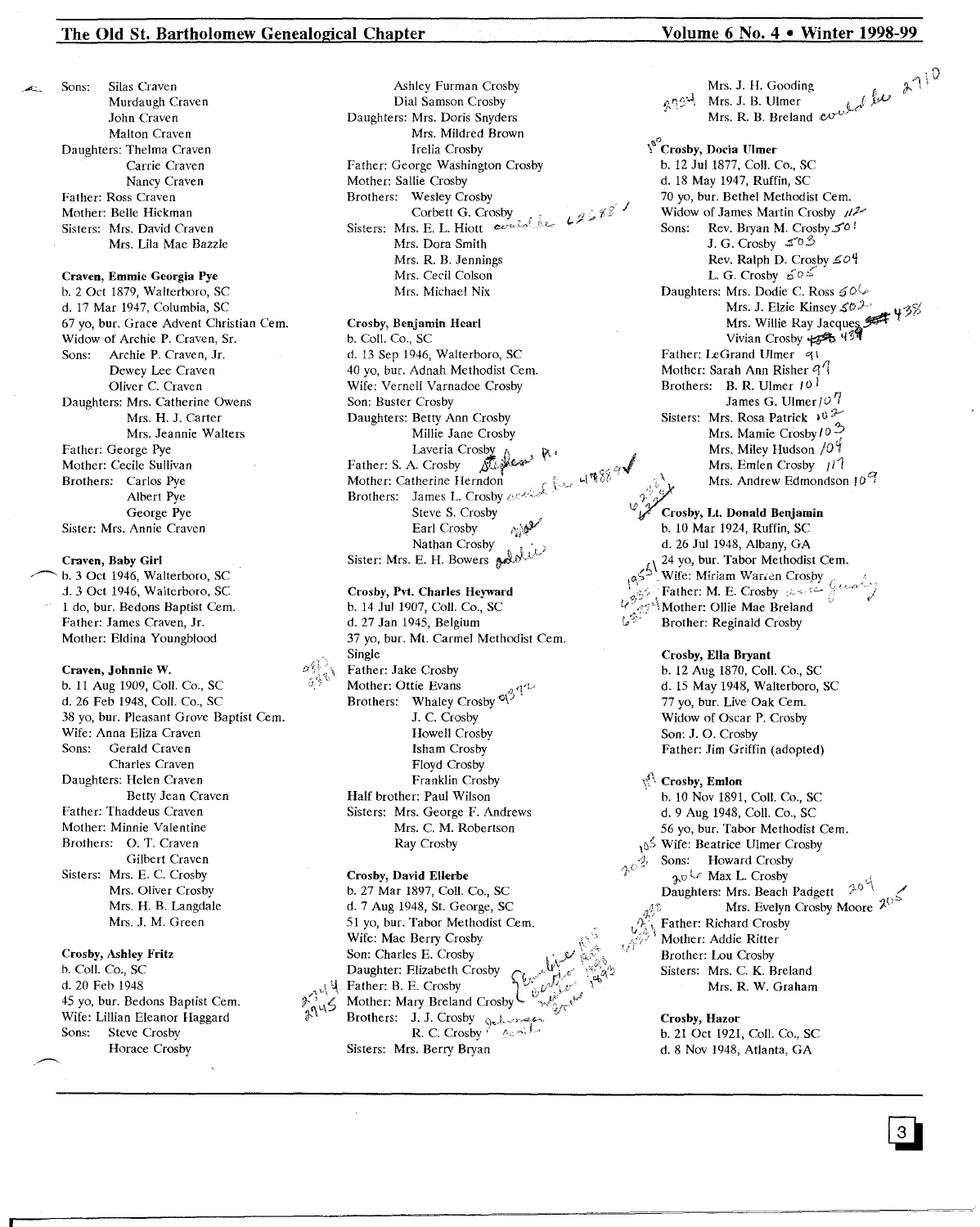Sons: Silas Craven
Murdaugh Craven
John Craven
Malton Craven
Daughters: Thelma Craven
Carrie Craven
Nancy Craven
Father: Ross Craven
Mother: Belle Hickman
Sisters: Mrs. David Craven
Mrs. Lila Mae Bazzle

**Craven, Emmie Georgia Pye**
b. 2 Oct 1879, Walterboro, SC
d. 17 Mar 1947, Columbia, SC
67 yo, bur. Grace Advent Christian Cem.
Widow of Archie P. Craven, Sr.
Sons: Archie P. Craven, Jr.
Dewey Lee Craven
Oliver C. Craven
Daughters: Mrs. Catherine Owens
Mrs. H. J. Carter
Mrs. Jeannie Walters
Father: George Pye
Mother: Cecile Sullivan
Brothers: Carlos Pye
Albert Pye
George Pye
Sister: Mrs. Annie Craven

**Craven, Baby Girl**
b. 3 Oct 1946, Walterboro, SC
d. 3 Oct 1946, Walterboro, SC
1 do, bur. Bedons Baptist Cem.
Father: James Craven, Jr.
Mother: Eldina Youngblood

**Craven, Johnnie W.**
b. 11 Aug 1909, Coll. Co., SC
d. 26 Feb 1948, Coll. Co., SC
38 yo, bur. Pleasant Grove Baptist Cem.
Wife: Anna Eliza Craven
Sons: Gerald Craven
Charles Craven
Daughters: Helen Craven
Betty Jean Craven
Father: Thaddeus Craven
Mother: Minnie Valentine
Brothers: O. T. Craven
Gilbert Craven
Sisters: Mrs. E. C. Crosby
Mrs. Oliver Crosby
Mrs. H. B. Langdale
Mrs. J. M. Green

**Crosby, Ashley Fritz**
b. Coll. Co., SC
d. 20 Feb 1948
45 yo, bur. Bedons Baptist Cem.
Wife: Lillian Eleanor Haggard
Sons: Steve Crosby
Horace Crosby
Ashley Furman Crosby
Dial Samson Crosby
Daughters: Mrs. Doris Snyders
Mrs. Mildred Brown
Irelia Crosby
Father: George Washington Crosby
Mother: Sallie Crosby
Brothers: Wesley Crosby
Corbett G. Crosby
Sisters: Mrs. E. L. Hiott
Mrs. Dora Smith
Mrs. R. B. Jennings
Mrs. Cecil Colson
Mrs. Michael Nix

**Crosby, Benjamin Hearl**
b. Coll. Co., SC
d. 13 Sep 1946, Walterboro, SC
40 yo, bur. Adnah Methodist Cem.
Wife: Vernell Varnadoe Crosby
Son: Buster Crosby
Daughters: Betty Ann Crosby
Millie Jane Crosby
Laveria Crosby
Father: S. A. Crosby
Mother: Catherine Herndon
Brothers: James L. Crosby
Steve S. Crosby
Earl Crosby
Nathan Crosby
Sister: Mrs. E. H. Bowers

**Crosby, Pvt. Charles Heyward**
b. 14 Jul 1907, Coll. Co., SC
d. 27 Jan 1945, Belgium
37 yo, bur. Mt. Carmel Methodist Cem.
Single
Father: Jake Crosby
Mother: Ottie Evans
Brothers: Whaley Crosby
J. C. Crosby
Howell Crosby
Isham Crosby
Floyd Crosby
Franklin Crosby
Half brother: Paul Wilson
Sisters: Mrs. George F. Andrews
Mrs. C. M. Robertson
Ray Crosby

**Crosby, David Ellerbe**
b. 27 Mar 1897, Coll. Co., SC
d. 7 Aug 1948, St. George, SC
51 yo, bur. Tabor Methodist Cem.
Wife: Mae Berry Crosby
Son: Charles E. Crosby
Daughter: Elizabeth Crosby
Father: B. E. Crosby
Mother: Mary Breland Crosby
Brothers: J. J. Crosby
R. C. Crosby
Sisters: Mrs. Berry Bryan

Mrs. J. H. Gooding
Mrs. J. B. Ulmer
Mrs. R. B. Breland

**Crosby, Docia Ulmer**
b. 12 Jul 1877, Coll. Co., SC
d. 18 May 1947, Ruffin, SC
70 yo, bur. Bethel Methodist Cem.
Widow of James Martin Crosby
Sons: Rev. Bryan M. Crosby
J. G. Crosby
Rev. Ralph D. Crosby
L. G. Crosby
Daughters: Mrs. Dodie C. Ross
Mrs. J. Elzie Kinsey
Mrs. Willie Ray Jacques
Vivian Crosby
Father: LeGrand Ulmer
Mother: Sarah Ann Risher
Brothers: B. R. Ulmer
James G. Ulmer
Sisters: Mrs. Rosa Patrick
Mrs. Mamie Crosby
Mrs. Miley Hudson
Mrs. Emlen Crosby
Mrs. Andrew Edmondson

**Crosby, Lt. Donald Benjamin**
b. 10 Mar 1924, Ruffin, SC
d. 26 Jul 1948, Albany, GA
24 yo, bur. Tabor Methodist Cem.
Wife: Miriam Warren Crosby
Father: M. E. Crosby
Mother: Ollie Mae Breland
Brother: Reginald Crosby

**Crosby, Ella Bryant**
b. 12 Aug 1870, Coll. Co., SC
d. 15 May 1948, Walterboro, SC
77 yo, bur. Live Oak Cem.
Widow of Oscar P. Crosby
Son: J. O. Crosby
Father: Jim Griffin (adopted)

**Crosby, Emlon**
b. 10 Nov 1891, Coll. Co., SC
d. 9 Aug 1948, Coll. Co., SC
56 yo, bur. Tabor Methodist Cem.
Wife: Beatrice Ulmer Crosby
Sons: Howard Crosby
Max L. Crosby
Daughters: Mrs. Beach Padgett
Mrs. Evelyn Crosby Moore
Father: Richard Crosby
Mother: Addie Ritter
Brother: Lou Crosby
Sisters: Mrs. C. K. Breland
Mrs. R. W. Graham

**Crosby, Hazor**
b. 21 Oct 1921, Coll. Co., SC
d. 8 Nov 1948, Atlanta, GA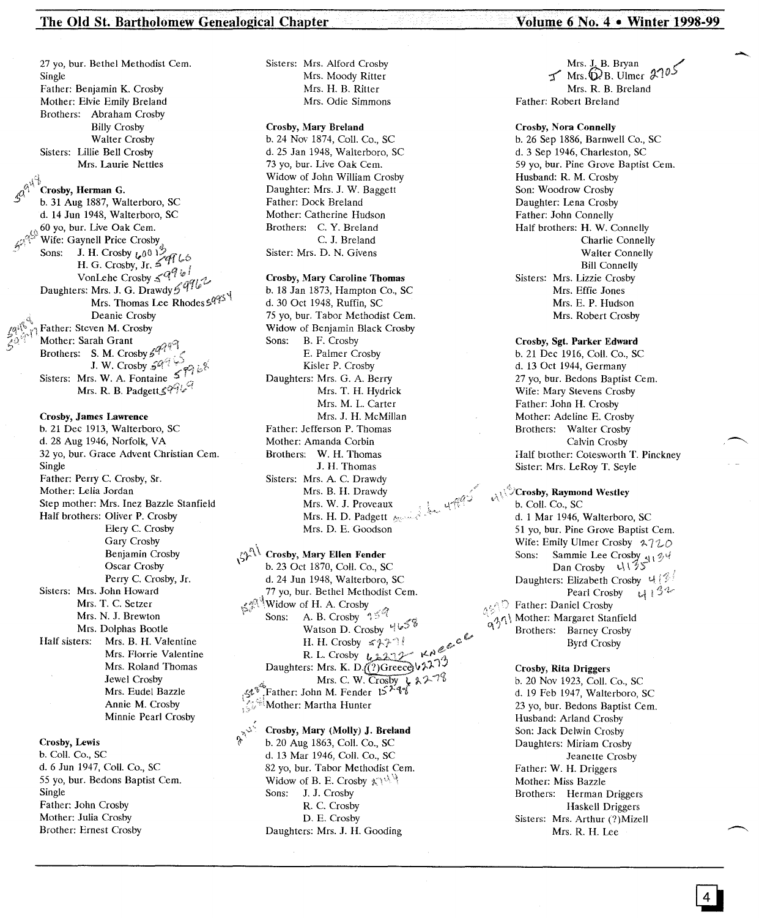27 yo, bur. Bethel Methodist Cem.
Single
Father: Benjamin K. Crosby
Mother: Elvie Emily Breland
Brothers: Abraham Crosby
Billy Crosby
Walter Crosby
Sisters: Lillie Bell Crosby
Mrs. Laurie Nettles

**Crosby, Herman G.**
b. 31 Aug 1887, Walterboro, SC
d. 14 Jun 1948, Walterboro, SC
60 yo, bur. Live Oak Cem.
Wife: Gaynell Price Crosby
Sons: J. H. Crosby
H. G. Crosby, Jr.
VonLehe Crosby
Daughters: Mrs. J. G. Drawdy
Mrs. Thomas Lee Rhodes
Deanie Crosby
Father: Steven M. Crosby
Mother: Sarah Grant
Brothers: S. M. Crosby
J. W. Crosby
Sisters: Mrs. W. A. Fontaine
Mrs. R. B. Padgett

**Crosby, James Lawrence**
b. 21 Dec 1913, Walterboro, SC
d. 28 Aug 1946, Norfolk, VA
32 yo, bur. Grace Advent Christian Cem.
Single
Father: Perry C. Crosby, Sr.
Mother: Lelia Jordan
Step mother: Mrs. Inez Bazzle Stanfield
Half brothers: Oliver P. Crosby
Elery C. Crosby
Gary Crosby
Benjamin Crosby
Oscar Crosby
Perry C. Crosby, Jr.
Sisters: Mrs. John Howard
Mrs. T. C. Setzer
Mrs. N. J. Brewton
Mrs. Dolphas Bootle
Half sisters: Mrs. B. H. Valentine
Mrs. Florrie Valentine
Mrs. Roland Thomas
Jewel Crosby
Mrs. Eudel Bazzle
Annie M. Crosby
Minnie Pearl Crosby

**Crosby, Lewis**
b. Coll. Co., SC
d. 6 Jun 1947, Coll. Co., SC
55 yo, bur. Bedons Baptist Cem.
Single
Father: John Crosby
Mother: Julia Crosby
Brother: Ernest Crosby

Sisters: Mrs. Alford Crosby
Mrs. Moody Ritter
Mrs. H. B. Ritter
Mrs. Odie Simmons

**Crosby, Mary Breland**
b. 24 Nov 1874, Coll. Co., SC
d. 25 Jan 1948, Walterboro, SC
73 yo, bur. Live Oak Cem.
Widow of John William Crosby
Daughter: Mrs. J. W. Baggett
Father: Dock Breland
Mother: Catherine Hudson
Brothers: C. Y. Breland
C. J. Breland
Sister: Mrs. D. N. Givens

**Crosby, Mary Caroline Thomas**
b. 18 Jan 1873, Hampton Co., SC
d. 30 Oct 1948, Ruffin, SC
75 yo, bur. Tabor Methodist Cem.
Widow of Benjamin Black Crosby
Sons: B. F. Crosby
E. Palmer Crosby
Kisler P. Crosby
Daughters: Mrs. G. A. Berry
Mrs. T. H. Hydrick
Mrs. M. L. Carter
Mrs. J. H. McMillan
Father: Jefferson P. Thomas
Mother: Amanda Corbin
Brothers: W. H. Thomas
J. H. Thomas
Sisters: Mrs. A. C. Drawdy
Mrs. B. H. Drawdy
Mrs. W. J. Proveaux
Mrs. H. D. Padgett
Mrs. D. E. Goodson

**Crosby, Mary Ellen Fender**
b. 23 Oct 1870, Coll. Co., SC
d. 24 Jun 1948, Walterboro, SC
77 yo, bur. Bethel Methodist Cem.
Widow of H. A. Crosby
Sons: A. B. Crosby
Watson D. Crosby
H. H. Crosby
R. L. Crosby
Daughters: Mrs. K. D. (?)Greece
Mrs. C. W. Crosby
Father: John M. Fender
Mother: Martha Hunter

**Crosby, Mary (Molly) J. Breland**
b. 20 Aug 1863, Coll. Co., SC
d. 13 Mar 1946, Coll. Co., SC
82 yo, bur. Tabor Methodist Cem.
Widow of B. E. Crosby
Sons: J. J. Crosby
R. C. Crosby
D. E. Crosby
Daughters: Mrs. J. H. Gooding

Mrs. J. B. Bryan
Mrs. D. B. Ulmer
Mrs. R. B. Breland
Father: Robert Breland

**Crosby, Nora Connelly**
b. 26 Sep 1886, Barnwell Co., SC
d. 3 Sep 1946, Charleston, SC
59 yo, bur. Pine Grove Baptist Cem.
Husband: R. M. Crosby
Son: Woodrow Crosby
Daughter: Lena Crosby
Father: John Connelly
Half brothers: H. W. Connelly
Charlie Connelly
Walter Connelly
Bill Connelly
Sisters: Mrs. Lizzie Crosby
Mrs. Effie Jones
Mrs. E. P. Hudson
Mrs. Robert Crosby

**Crosby, Sgt. Parker Edward**
b. 21 Dec 1916, Coll. Co., SC
d. 13 Oct 1944, Germany
27 yo, bur. Bedons Baptist Cem.
Wife: Mary Stevens Crosby
Father: John H. Crosby
Mother: Adeline E. Crosby
Brothers: Walter Crosby
Calvin Crosby
Half brother: Cotesworth T. Pinckney
Sister: Mrs. LeRoy T. Seyle

**Crosby, Raymond Westley**
b. Coll. Co., SC
d. 1 Mar 1946, Walterboro, SC
51 yo, bur. Pine Grove Baptist Cem.
Wife: Emily Ulmer Crosby
Sons: Sammie Lee Crosby
Dan Crosby
Daughters: Elizabeth Crosby
Pearl Crosby
Father: Daniel Crosby
Mother: Margaret Stanfield
Brothers: Barney Crosby
Byrd Crosby

**Crosby, Rita Driggers**
b. 20 Nov 1923, Coll. Co., SC
d. 19 Feb 1947, Walterboro, SC
23 yo, bur. Bedons Baptist Cem.
Husband: Arland Crosby
Son: Jack Delwin Crosby
Daughters: Miriam Crosby
Jeanette Crosby
Father: W. H. Driggers
Mother: Miss Bazzle
Brothers: Herman Driggers
Haskell Driggers
Sisters: Mrs. Arthur (?)Mizell
Mrs. R. H. Lee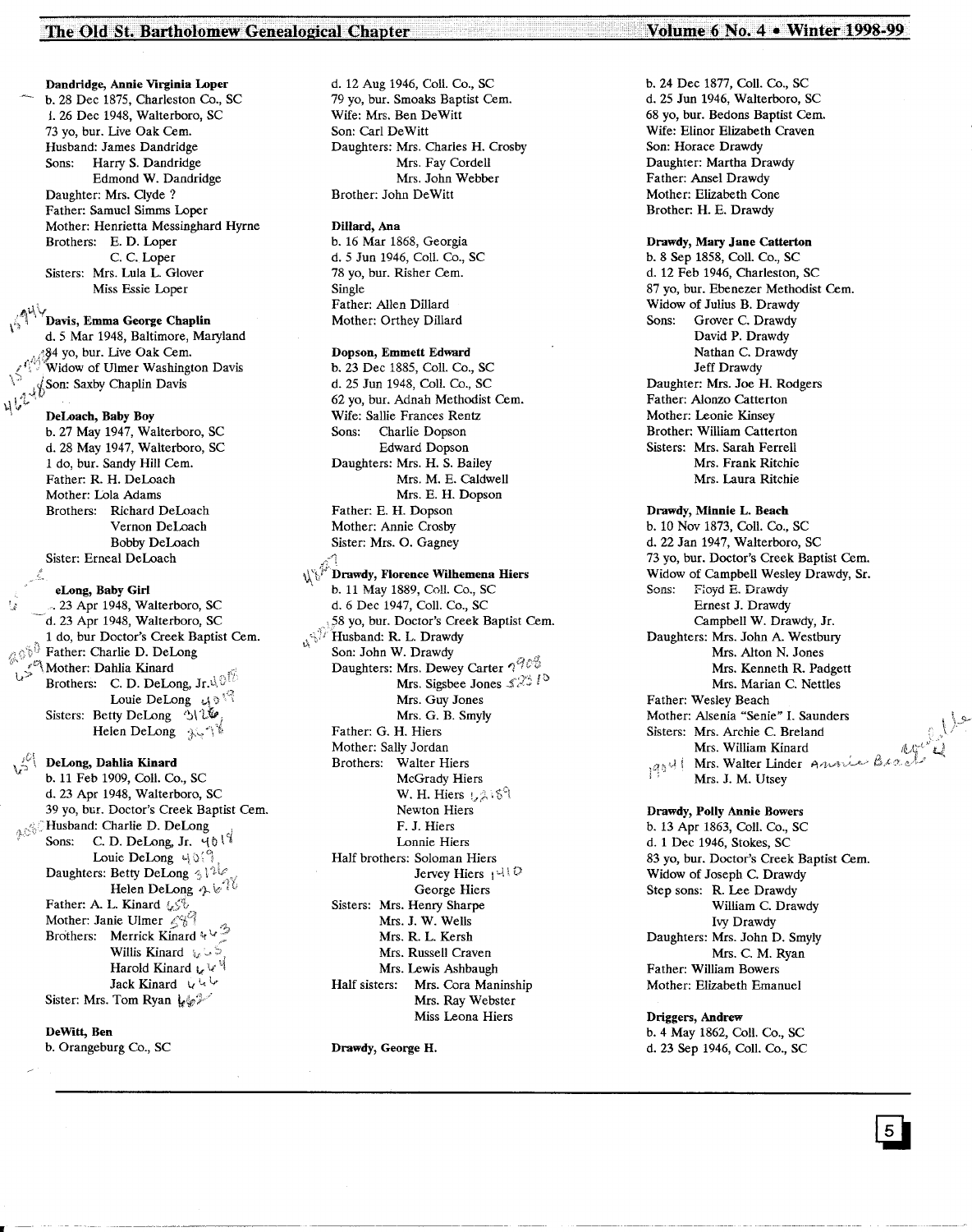**Dandridge, Annie Virginia Loper**
b. 28 Dec 1875, Charleston Co., SC
d. 26 Dec 1948, Walterboro, SC
73 yo, bur. Live Oak Cem.
Husband: James Dandridge
Sons: Harry S. Dandridge
Edmond W. Dandridge
Daughter: Mrs. Clyde ?
Father: Samuel Simms Loper
Mother: Henrietta Messinghard Hyrne
Brothers: E. D. Loper
C. C. Loper
Sisters: Mrs. Lula L. Glover
Miss Essie Loper

**Davis, Emma George Chaplin**
d. 5 Mar 1948, Baltimore, Maryland
84 yo, bur. Live Oak Cem.
Widow of Ulmer Washington Davis
Son: Saxby Chaplin Davis

**DeLoach, Baby Boy**
b. 27 May 1947, Walterboro, SC
d. 28 May 1947, Walterboro, SC
1 do, bur. Sandy Hill Cem.
Father: R. H. DeLoach
Mother: Lola Adams
Brothers: Richard DeLoach
Vernon DeLoach
Bobby DeLoach
Sister: Erneal DeLoach

**DeLong, Baby Girl**
b. 23 Apr 1948, Walterboro, SC
d. 23 Apr 1948, Walterboro, SC
1 do, bur Doctor's Creek Baptist Cem.
Father: Charlie D. DeLong
Mother: Dahlia Kinard
Brothers: C. D. DeLong, Jr.
Louie DeLong
Sisters: Betty DeLong
Helen DeLong

**DeLong, Dahlia Kinard**
b. 11 Feb 1909, Coll. Co., SC
d. 23 Apr 1948, Walterboro, SC
39 yo, bur. Doctor's Creek Baptist Cem.
Husband: Charlie D. DeLong
Sons: C. D. DeLong, Jr.
Louie DeLong
Daughters: Betty DeLong
Helen DeLong
Father: A. L. Kinard
Mother: Janie Ulmer
Brothers: Merrick Kinard
Willis Kinard
Harold Kinard
Jack Kinard
Sister: Mrs. Tom Ryan

**DeWitt, Ben**
b. Orangeburg Co., SC
d. 12 Aug 1946, Coll. Co., SC
79 yo, bur. Smoaks Baptist Cem.
Wife: Mrs. Ben DeWitt
Son: Carl DeWitt
Daughters: Mrs. Charles H. Crosby
Mrs. Fay Cordell
Mrs. John Webber
Brother: John DeWitt

**Dillard, Ana**
b. 16 Mar 1868, Georgia
d. 5 Jun 1946, Coll. Co., SC
78 yo, bur. Risher Cem.
Single
Father: Allen Dillard
Mother: Orthey Dillard

**Dopson, Emmett Edward**
b. 23 Dec 1885, Coll. Co., SC
d. 25 Jun 1948, Coll. Co., SC
62 yo, bur. Adnah Methodist Cem.
Wife: Sallie Frances Rentz
Sons: Charlie Dopson
Edward Dopson
Daughters: Mrs. H. S. Bailey
Mrs. M. E. Caldwell
Mrs. E. H. Dopson
Father: E. H. Dopson
Mother: Annie Crosby
Sister: Mrs. O. Gagney

**Drawdy, Florence Wilhemena Hiers**
b. 11 May 1889, Coll. Co., SC
d. 6 Dec 1947, Coll. Co., SC
58 yo, bur. Doctor's Creek Baptist Cem.
Husband: R. L. Drawdy
Son: John W. Drawdy
Daughters: Mrs. Dewey Carter
Mrs. Sigsbee Jones
Mrs. Guy Jones
Mrs. G. B. Smyly
Father: G. H. Hiers
Mother: Sally Jordan
Brothers: Walter Hiers
McGrady Hiers
W. H. Hiers
Newton Hiers
F. J. Hiers
Lonnie Hiers
Half brothers: Soloman Hiers
Jervey Hiers
George Hiers
Sisters: Mrs. Henry Sharpe
Mrs. J. W. Wells
Mrs. R. L. Kersh
Mrs. Russell Craven
Mrs. Lewis Ashbaugh
Half sisters: Mrs. Cora Maninship
Mrs. Ray Webster
Miss Leona Hiers

**Drawdy, George H.**
b. 24 Dec 1877, Coll. Co., SC
d. 25 Jun 1946, Walterboro, SC
68 yo, bur. Bedons Baptist Cem.
Wife: Elinor Elizabeth Craven
Son: Horace Drawdy
Daughter: Martha Drawdy
Father: Ansel Drawdy
Mother: Elizabeth Cone
Brother: H. E. Drawdy

**Drawdy, Mary Jane Catterton**
b. 8 Sep 1858, Coll. Co., SC
d. 12 Feb 1946, Charleston, SC
87 yo, bur. Ebenezer Methodist Cem.
Widow of Julius B. Drawdy
Sons: Grover C. Drawdy
David P. Drawdy
Nathan C. Drawdy
Jeff Drawdy
Daughter: Mrs. Joe H. Rodgers
Father: Alonzo Catterton
Mother: Leonie Kinsey
Brother: William Catterton
Sisters: Mrs. Sarah Ferrell
Mrs. Frank Ritchie
Mrs. Laura Ritchie

**Drawdy, Minnie L. Beach**
b. 10 Nov 1873, Coll. Co., SC
d. 22 Jan 1947, Walterboro, SC
73 yo, bur. Doctor's Creek Baptist Cem.
Widow of Campbell Wesley Drawdy, Sr.
Sons: Floyd E. Drawdy
Ernest J. Drawdy
Campbell W. Drawdy, Jr.
Daughters: Mrs. John A. Westbury
Mrs. Alton N. Jones
Mrs. Kenneth R. Padgett
Mrs. Marian C. Nettles
Father: Wesley Beach
Mother: Alsenia "Senie" I. Saunders
Sisters: Mrs. Archie C. Breland
Mrs. William Kinard
Mrs. Walter Linder
Mrs. J. M. Utsey

**Drawdy, Polly Annie Bowers**
b. 13 Apr 1863, Coll. Co., SC
d. 1 Dec 1946, Stokes, SC
83 yo, bur. Doctor's Creek Baptist Cem.
Widow of Joseph C. Drawdy
Step sons: R. Lee Drawdy
William C. Drawdy
Ivy Drawdy
Daughters: Mrs. John D. Smyly
Mrs. C. M. Ryan
Father: William Bowers
Mother: Elizabeth Emanuel

**Driggers, Andrew**
b. 4 May 1862, Coll. Co., SC
d. 23 Sep 1946, Coll. Co., SC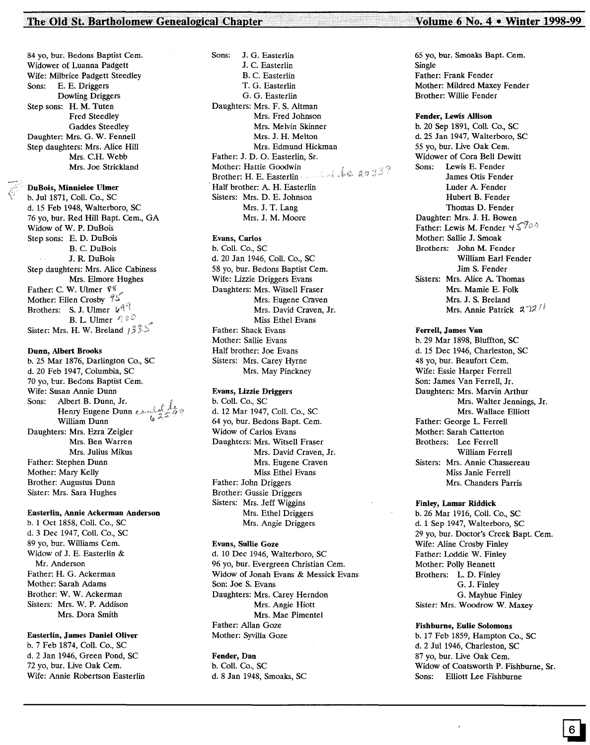84 yo, bur. Bedons Baptist Cem.
Widower of Luanna Padgett
Wife: Milbrice Padgett Steedley
Sons: E. E. Driggers
Dowling Driggers
Step sons: H. M. Tuten
Fred Steedley
Gaddes Steedley
Daughter: Mrs. G. W. Fennell
Step daughters: Mrs. Alice Hill
Mrs. C.H. Webb
Mrs. Joe Strickland

**DuBois, Minnielee Ulmer**
b. Jul 1871, Coll. Co., SC
d. 15 Feb 1948, Walterboro, SC
76 yo, bur. Red Hill Bapt. Cem., GA
Widow of W. P. DuBois
Step sons: E. D. DuBois
B. C. DuBois
J. R. DuBois
Step daughters: Mrs. Alice Cabiness
Mrs. Elmore Hughes
Father: C. W. Ulmer 98
Mother: Ellen Crosby 95
Brothers: S. J. Ulmer 499
B. L. Ulmer 900
Sister: Mrs. H. W. Breland 1335

**Dunn, Albert Brooks**
b. 25 Mar 1876, Darlington Co., SC
d. 20 Feb 1947, Columbia, SC
70 yo, bur. Bedons Baptist Cem.
Wife: Susan Annie Dunn
Sons: Albert B. Dunn, Jr.
Henry Eugene Dunn could be 62559
William Dunn
Daughters: Mrs. Ezra Zeigler
Mrs. Ben Warren
Mrs. Julius Mikus
Father: Stephen Dunn
Mother: Mary Kelly
Brother: Augustus Dunn
Sister: Mrs. Sara Hughes

**Easterlin, Annie Ackerman Anderson**
b. 1 Oct 1858, Coll. Co., SC
d. 3 Dec 1947, Coll. Co., SC
89 yo, bur. Williams Cem.
Widow of J. E. Easterlin &
Mr. Anderson
Father: H. G. Ackerman
Mother: Sarah Adams
Brother: W. W. Ackerman
Sisters: Mrs. W. P. Addison
Mrs. Dora Smith

**Easterlin, James Daniel Oliver**
b. 7 Feb 1874, Coll. Co., SC
d. 2 Jan 1946, Green Pond, SC
72 yo, bur. Live Oak Cem.
Wife: Annie Robertson Easterlin
Sons: J. G. Easterlin
J. C. Easterlin
B. C. Easterlin
T. G. Easterlin
G. G. Easterlin
Daughters: Mrs. F. S. Altman
Mrs. Fred Johnson
Mrs. Melvin Skinner
Mrs. J. H. Melton
Mrs. Edmund Hickman
Father: J. D. O. Easterlin, Sr.
Mother: Hattie Goodwin
Brother: H. E. Easterlin could be 20337
Half brother: A. H. Easterlin
Sisters: Mrs. D. E. Johnson
Mrs. J. T. Lang
Mrs. J. M. Moore

**Evans, Carlos**
b. Coll. Co., SC
d. 20 Jan 1946, Coll. Co., SC
58 yo, bur. Bedons Baptist Cem.
Wife: Lizzie Driggers Evans
Daughters: Mrs. Witsell Fraser
Mrs. Eugene Craven
Mrs. David Craven, Jr.
Miss Ethel Evans
Father: Shack Evans
Mother: Sallie Evans
Half brother: Joe Evans
Sisters: Mrs. Carey Hyrne
Mrs. May Pinckney

**Evans, Lizzie Driggers**
b. Coll. Co., SC
d. 12 Mar 1947, Coll. Co., SC
64 yo, bur. Bedons Bapt. Cem.
Widow of Carlos Evans
Daughters: Mrs. Witsell Fraser
Mrs. David Craven, Jr.
Mrs. Eugene Craven
Miss Ethel Evans
Father: John Driggers
Brother: Gussie Driggers
Sisters: Mrs. Jeff Wiggins
Mrs. Ethel Driggers
Mrs. Angie Driggers

**Evans, Sallie Goze**
d. 10 Dec 1946, Walterboro, SC
96 yo, bur. Evergreen Christian Cem.
Widow of Jonah Evans & Messick Evans
Son: Joe S. Evans
Daughters: Mrs. Carey Herndon
Mrs. Angie Hiott
Mrs. Mae Pimentel
Father: Allan Goze
Mother: Syvilla Goze

**Fender, Dan**
b. Coll. Co., SC
d. 8 Jan 1948, Smoaks, SC
65 yo, bur. Smoaks Bapt. Cem.
Single
Father: Frank Fender
Mother: Mildred Maxey Fender
Brother: Willie Fender

**Fender, Lewis Allison**
b. 20 Sep 1891, Coll. Co., SC
d. 25 Jan 1947, Walterboro, SC
55 yo, bur. Live Oak Cem.
Widower of Cora Bell Dewitt
Sons: Lewis E. Fender
James Otis Fender
Luder A. Fender
Hubert B. Fender
Thomas D. Fender
Daughter: Mrs. J. H. Bowen
Father: Lewis M. Fender 45700
Mother: Sallie J. Smoak
Brothers: John M. Fender
William Earl Fender
Jim S. Fender
Sisters: Mrs. Alice A. Thomas
Mrs. Mamie E. Folk
Mrs. J. S. Breland
Mrs. Annie Patrick 27211

**Ferrell, James Van**
b. 29 Mar 1898, Bluffton, SC
d. 15 Dec 1946, Charleston, SC
48 yo, bur. Beaufort Cem.
Wife: Essie Harper Ferrell
Son: James Van Ferrell, Jr.
Daughters: Mrs. Marvin Arthur
Mrs. Walter Jennings, Jr.
Mrs. Wallace Elliott
Father: George L. Ferrell
Mother: Sarah Catterton
Brothers: Lee Ferrell
William Ferrell
Sisters: Mrs. Annie Chassereau
Miss Janie Ferrell
Mrs. Chanders Parris

**Finley, Lamar Riddick**
b. 26 Mar 1916, Coll. Co., SC
d. 1 Sep 1947, Walterboro, SC
29 yo, bur. Doctor's Creek Bapt. Cem.
Wife: Aline Crosby Finley
Father: Loddie W. Finley
Mother: Polly Bennett
Brothers: L. D. Finley
G. J. Finley
G. Mayhue Finley
Sister: Mrs. Woodrow W. Maxey

**Fishburne, Eulie Solomons**
b. 17 Feb 1859, Hampton Co., SC
d. 2 Jul 1946, Charleston, SC
87 yo, bur. Live Oak Cem.
Widow of Coatsworth P. Fishburne, Sr.
Sons: Elliott Lee Fishburne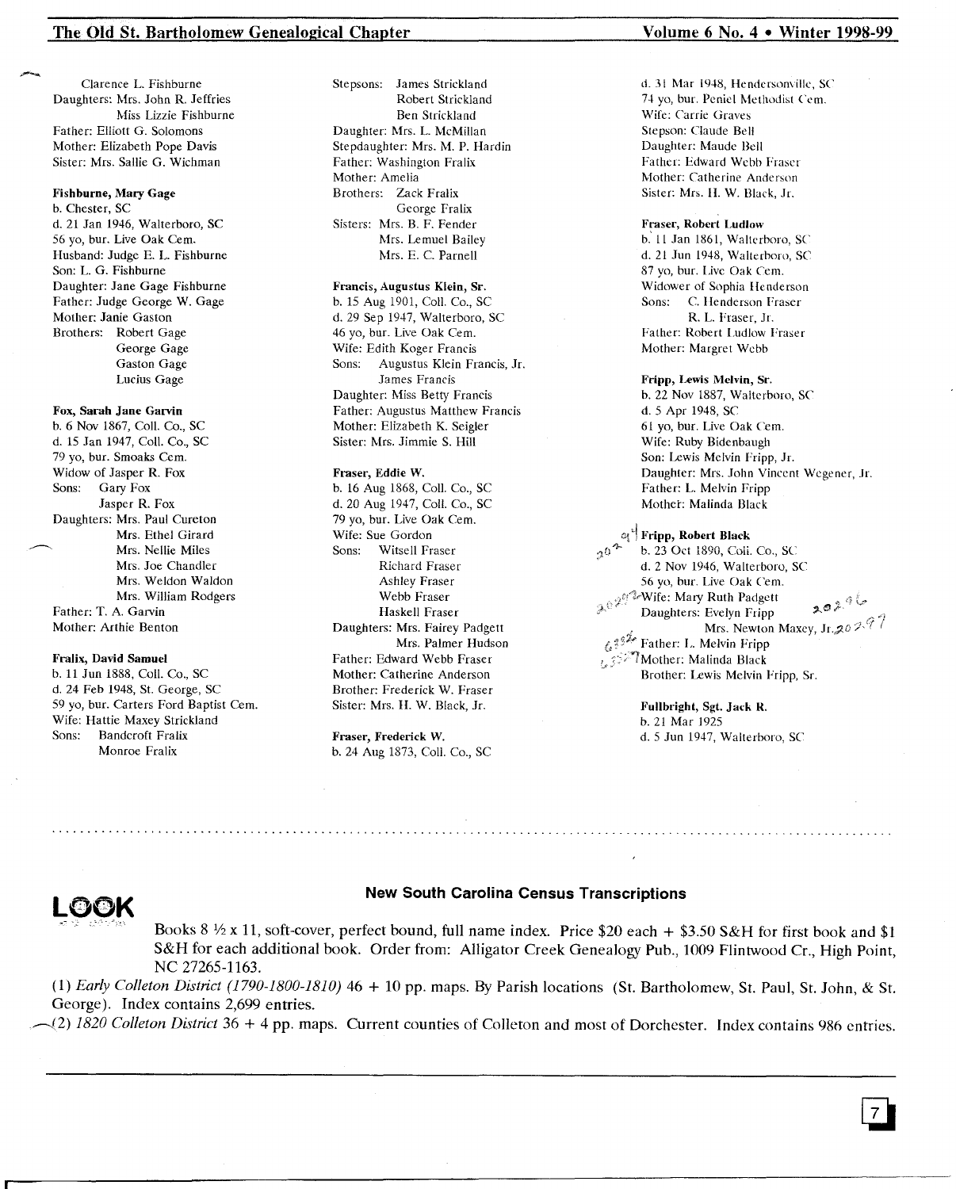Clarence L. Fishburne
Daughters: Mrs. John R. Jeffries
Miss Lizzie Fishburne
Father: Elliott G. Solomons
Mother: Elizabeth Pope Davis
Sister: Mrs. Sallie G. Wichman

**Fishburne, Mary Gage**
b. Chester, SC
d. 21 Jan 1946, Walterboro, SC
56 yo, bur. Live Oak Cem.
Husband: Judge E. L. Fishburne
Son: L. G. Fishburne
Daughter: Jane Gage Fishburne
Father: Judge George W. Gage
Mother: Janie Gaston
Brothers: Robert Gage
George Gage
Gaston Gage
Lucius Gage

**Fox, Sarah Jane Garvin**
b. 6 Nov 1867, Coll. Co., SC
d. 15 Jan 1947, Coll. Co., SC
79 yo, bur. Smoaks Cem.
Widow of Jasper R. Fox
Sons: Gary Fox
Jasper R. Fox
Daughters: Mrs. Paul Cureton
Mrs. Ethel Girard
Mrs. Nellie Miles
Mrs. Joe Chandler
Mrs. Weldon Waldon
Mrs. William Rodgers
Father: T. A. Garvin
Mother: Arthie Benton

**Fralix, David Samuel**
b. 11 Jun 1888, Coll. Co., SC
d. 24 Feb 1948, St. George, SC
59 yo, bur. Carters Ford Baptist Cem.
Wife: Hattie Maxey Strickland
Sons: Bandcroft Fralix
Monroe Fralix
Stepsons: James Strickland
Robert Strickland
Ben Strickland
Daughter: Mrs. L. McMillan
Stepdaughter: Mrs. M. P. Hardin
Father: Washington Fralix
Mother: Amelia
Brothers: Zack Fralix
George Fralix
Sisters: Mrs. B. F. Fender
Mrs. Lemuel Bailey
Mrs. E. C. Parnell

**Francis, Augustus Klein, Sr.**
b. 15 Aug 1901, Coll. Co., SC
d. 29 Sep 1947, Walterboro, SC
46 yo, bur. Live Oak Cem.
Wife: Edith Koger Francis
Sons: Augustus Klein Francis, Jr.
James Francis
Daughter: Miss Betty Francis
Father: Augustus Matthew Francis
Mother: Elizabeth K. Seigler
Sister: Mrs. Jimmie S. Hill

**Fraser, Eddie W.**
b. 16 Aug 1868, Coll. Co., SC
d. 20 Aug 1947, Coll. Co., SC
79 yo, bur. Live Oak Cem.
Wife: Sue Gordon
Sons: Witsell Fraser
Richard Fraser
Ashley Fraser
Webb Fraser
Haskell Fraser
Daughters: Mrs. Fairey Padgett
Mrs. Palmer Hudson
Father: Edward Webb Fraser
Mother: Catherine Anderson
Brother: Frederick W. Fraser
Sister: Mrs. H. W. Black, Jr.

**Fraser, Frederick W.**
b. 24 Aug 1873, Coll. Co., SC
d. 31 Mar 1948, Hendersonville, SC
74 yo, bur. Peniel Methodist Cem.
Wife: Carrie Graves
Stepson: Claude Bell
Daughter: Maude Bell
Father: Edward Webb Fraser
Mother: Catherine Anderson
Sister: Mrs. H. W. Black, Jr.

**Fraser, Robert Ludlow**
b. 11 Jan 1861, Walterboro, SC
d. 21 Jun 1948, Walterboro, SC
87 yo, bur. Live Oak Cem.
Widower of Sophia Henderson
Sons: C. Henderson Fraser
R. L. Fraser, Jr.
Father: Robert Ludlow Fraser
Mother: Margret Webb

**Fripp, Lewis Melvin, Sr.**
b. 22 Nov 1887, Walterboro, SC
d. 5 Apr 1948, SC
61 yo, bur. Live Oak Cem.
Wife: Ruby Bidenbaugh
Son: Lewis Melvin Fripp, Jr.
Daughter: Mrs. John Vincent Wegener, Jr.
Father: L. Melvin Fripp
Mother: Malinda Black

**Fripp, Robert Black**
b. 23 Oct 1890, Coll. Co., SC
d. 2 Nov 1946, Walterboro, SC
56 yo, bur. Live Oak Cem.
Wife: Mary Ruth Padgett
Daughters: Evelyn Fripp
Mrs. Newton Maxey, Jr.
Father: L. Melvin Fripp
Mother: Malinda Black
Brother: Lewis Melvin Fripp, Sr.

**Fullbright, Sgt. Jack R.**
b. 21 Mar 1925
d. 5 Jun 1947, Walterboro, SC

---

## LOOK

### New South Carolina Census Transcriptions

Books 8 ½ x 11, soft-cover, perfect bound, full name index. Price $20 each + $3.50 S&H for first book and $1 S&H for each additional book. Order from: Alligator Creek Genealogy Pub., 1009 Flintwood Cr., High Point, NC 27265-1163.

(1) *Early Colleton District (1790-1800-1810)* 46 + 10 pp. maps. By Parish locations (St. Bartholomew, St. Paul, St. John, & St. George). Index contains 2,699 entries.

(2) *1820 Colleton District* 36 + 4 pp. maps. Current counties of Colleton and most of Dorchester. Index contains 986 entries.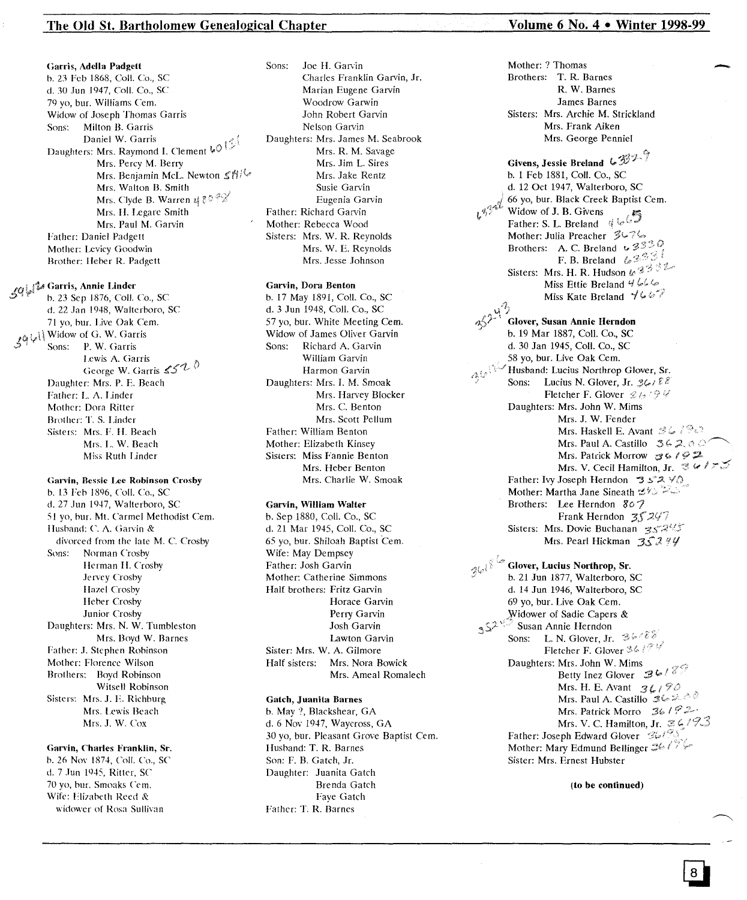**Garris, Adella Padgett**
b. 23 Feb 1868, Coll. Co., SC
d. 30 Jun 1947, Coll. Co., SC
79 yo, bur. Williams Cem.
Widow of Joseph Thomas Garris
Sons: Milton B. Garris
Daniel W. Garris
Daughters: Mrs. Raymond I. Clement
Mrs. Percy M. Berry
Mrs. Benjamin McL. Newton
Mrs. Walton B. Smith
Mrs. Clyde B. Warren
Mrs. H. Legare Smith
Mrs. Paul M. Garvin
Father: Daniel Padgett
Mother: Levicy Goodwin
Brother: Heber R. Padgett

**Garris, Annie Linder**
b. 23 Sep 1876, Coll. Co., SC
d. 22 Jan 1948, Walterboro, SC
71 yo, bur. Live Oak Cem.
Widow of G. W. Garris
Sons: P. W. Garris
Lewis A. Garris
George W. Garris
Daughter: Mrs. P. E. Beach
Father: L. A. Linder
Mother: Dora Ritter
Brother: T. S. Linder
Sisters: Mrs. F. H. Beach
Mrs. L. W. Beach
Miss Ruth Linder

**Garvin, Bessie Lee Robinson Crosby**
b. 13 Feb 1896, Coll. Co., SC
d. 27 Jun 1947, Walterboro, SC
51 yo, bur. Mt. Carmel Methodist Cem.
Husband: C. A. Garvin &
divorced from the late M. C. Crosby
Sons: Norman Crosby
Herman H. Crosby
Jervey Crosby
Hazel Crosby
Heber Crosby
Junior Crosby
Daughters: Mrs. N. W. Tumbleston
Mrs. Boyd W. Barnes
Father: J. Stephen Robinson
Mother: Florence Wilson
Brothers: Boyd Robinson
Witsell Robinson
Sisters: Mrs. J. E. Richburg
Mrs. Lewis Beach
Mrs. J. W. Cox

**Garvin, Charles Franklin, Sr.**
b. 26 Nov 1874, Coll. Co., SC
d. 7 Jun 1945, Ritter, SC
70 yo, bur. Smoaks Cem.
Wife: Elizabeth Reed &
widower of Rosa Sullivan
Sons: Joe H. Garvin
Charles Franklin Garvin, Jr.
Marian Eugene Garvin
Woodrow Garwin
John Robert Garvin
Nelson Garvin
Daughters: Mrs. James M. Seabrook
Mrs. R. M. Savage
Mrs. Jim L. Sires
Mrs. Jake Rentz
Susie Garvin
Eugenia Garvin
Father: Richard Garvin
Mother: Rebecca Wood
Sisters: Mrs. W. R. Reynolds
Mrs. W. E. Reynolds
Mrs. Jesse Johnson

**Garvin, Dora Benton**
b. 17 May 1891, Coll. Co., SC
d. 3 Jun 1948, Coll. Co., SC
57 yo, bur. White Meeting Cem.
Widow of James Oliver Garvin
Sons: Richard A. Garvin
William Garvin
Harmon Garvin
Daughters: Mrs. I. M. Smoak
Mrs. Harvey Blocker
Mrs. C. Benton
Mrs. Scott Pellum
Father: William Benton
Mother: Elizabeth Kinsey
Sisters: Miss Fannie Benton
Mrs. Heber Benton
Mrs. Charlie W. Smoak

**Garvin, William Walter**
b. Sep 1880, Coll. Co., SC
d. 21 Mar 1945, Coll. Co., SC
65 yo, bur. Shiloah Baptist Cem.
Wife: May Dempsey
Father: Josh Garvin
Mother: Catherine Simmons
Half brothers: Fritz Garvin
Horace Garvin
Perry Garvin
Josh Garvin
Lawton Garvin
Sister: Mrs. W. A. Gilmore
Half sisters: Mrs. Nora Bowick
Mrs. Ameal Romalech

**Gatch, Juanita Barnes**
b. May ?, Blackshear, GA
d. 6 Nov 1947, Waycross, GA
30 yo, bur. Pleasant Grove Baptist Cem.
Husband: T. R. Barnes
Son: F. B. Gatch, Jr.
Daughter: Juanita Gatch
Brenda Gatch
Faye Gatch
Father: T. R. Barnes
Mother: ? Thomas
Brothers: T. R. Barnes
R. W. Barnes
James Barnes
Sisters: Mrs. Archie M. Strickland
Mrs. Frank Aiken
Mrs. George Penniel

**Givens, Jessie Breland**
b. 1 Feb 1881, Coll. Co., SC
d. 12 Oct 1947, Walterboro, SC
66 yo, bur. Black Creek Baptist Cem.
Widow of J. B. Givens
Father: S. L. Breland
Mother: Julia Preacher
Brothers: A. C. Breland
F. B. Breland
Sisters: Mrs. H. R. Hudson
Miss Ettie Breland
Miss Kate Breland

**Glover, Susan Annie Herndon**
b. 19 Mar 1887, Coll. Co., SC
d. 30 Jan 1945, Coll. Co., SC
58 yo, bur. Live Oak Cem.
Husband: Lucius Northrop Glover, Sr.
Sons: Lucius N. Glover, Jr.
Fletcher F. Glover
Daughters: Mrs. John W. Mims
Mrs. J. W. Fender
Mrs. Haskell E. Avant
Mrs. Paul A. Castillo
Mrs. Patrick Morrow
Mrs. V. Cecil Hamilton, Jr.
Father: Ivy Joseph Herndon
Mother: Martha Jane Sineath
Brothers: Lee Herndon
Frank Herndon
Sisters: Mrs. Dovie Buchanan
Mrs. Pearl Hickman

**Glover, Lucius Northrop, Sr.**
b. 21 Jun 1877, Walterboro, SC
d. 14 Jun 1946, Walterboro, SC
69 yo, bur. Live Oak Cem.
Widower of Sadie Capers &
Susan Annie Herndon
Sons: L. N. Glover, Jr.
Fletcher F. Glover
Daughters: Mrs. John W. Mims
Betty Inez Glover
Mrs. H. E. Avant
Mrs. Paul A. Castillo
Mrs. Patrick Morro
Mrs. V. C. Hamilton, Jr.
Father: Joseph Edward Glover
Mother: Mary Edmund Bellinger
Sister: Mrs. Ernest Hubster

**(to be continued)**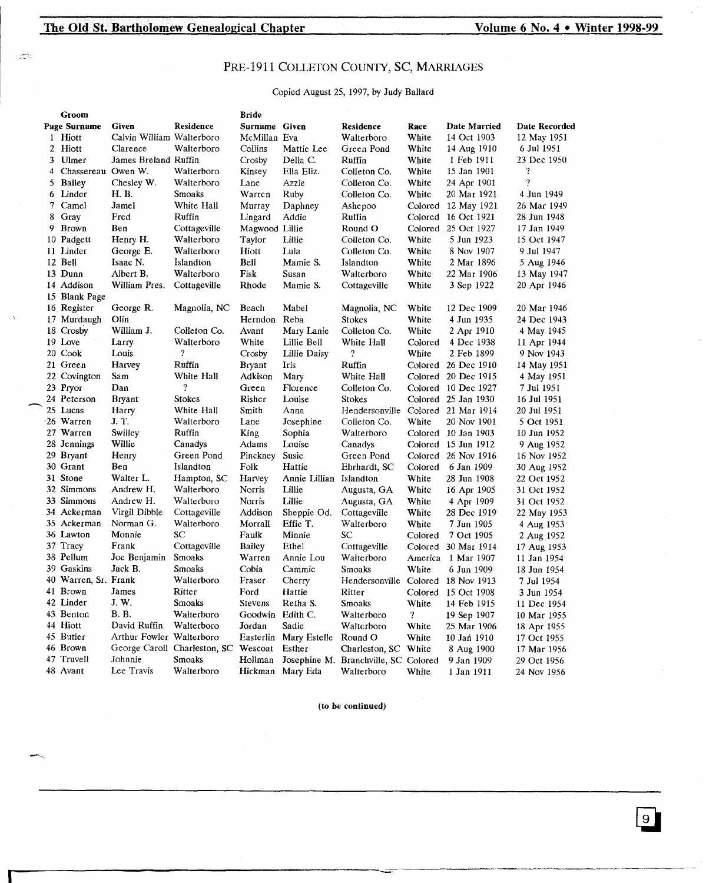## PRE-1911 COLLETON COUNTY, SC, MARRIAGES

Copied August 25, 1997, by Judy Ballard

| Page | Groom Surname | Given | Residence | Bride Surname | Given | Residence | Race | Date Married | Date Recorded |
|---|---|---|---|---|---|---|---|---|---|
| 1 | Hiott | Calvin William | Walterboro | McMillan | Eva | Walterboro | White | 14 Oct 1903 | 12 May 1951 |
| 2 | Hiott | Clarence | Walterboro | Collins | Mattie Lee | Green Pond | White | 14 Aug 1910 | 6 Jul 1951 |
| 3 | Ulmer | James Breland | Ruffin | Crosby | Della C. | Ruffin | White | 1 Feb 1911 | 23 Dec 1950 |
| 4 | Chassereau | Owen W. | Walterboro | Kinsey | Ella Eliz. | Colleton Co. | White | 15 Jan 1901 | ? |
| 5 | Bailey | Chesley W. | Walterboro | Lane | Azzie | Colleton Co. | White | 24 Apr 1901 | ? |
| 6 | Linder | H. B. | Smoaks | Warren | Ruby | Colleton Co. | White | 20 Mar 1921 | 4 Jun 1949 |
| 7 | Camel | Jamel | White Hall | Murray | Daphney | Ashepoo | Colored | 12 May 1921 | 26 Mar 1949 |
| 8 | Gray | Fred | Ruffin | Lingard | Addie | Ruffin | Colored | 16 Oct 1921 | 28 Jun 1948 |
| 9 | Brown | Ben | Cottageville | Magwood | Lillie | Round O | Colored | 25 Oct 1927 | 17 Jan 1949 |
| 10 | Padgett | Henry H. | Walterboro | Taylor | Lillie | Colleton Co. | White | 5 Jun 1923 | 15 Oct 1947 |
| 11 | Linder | George E. | Walterboro | Hiott | Lula | Colleton Co. | White | 8 Nov 1907 | 9 Jul 1947 |
| 12 | Bell | Isaac N. | Islandton | Bell | Mamie S. | Islandton | White | 2 Mar 1896 | 5 Aug 1946 |
| 13 | Dunn | Albert B. | Walterboro | Fisk | Susan | Walterboro | White | 22 Mar 1906 | 13 May 1947 |
| 14 | Addison | William Pres. | Cottageville | Rhode | Mamie S. | Cottageville | White | 3 Sep 1922 | 20 Apr 1946 |
| 15 | Blank Page | | | | | | | | |
| 16 | Register | George R. | Magnolia, NC | Beach | Mabel | Magnolia, NC | White | 12 Dec 1909 | 20 Mar 1946 |
| 17 | Murdaugh | Olin | | Herndon | Reba | Stokes | White | 4 Jun 1935 | 24 Dec 1943 |
| 18 | Crosby | William J. | Colleton Co. | Avant | Mary Lanie | Colleton Co. | White | 2 Apr 1910 | 4 May 1945 |
| 19 | Love | Larry | Walterboro | White | Lillie Bell | White Hall | Colored | 4 Dec 1938 | 11 Apr 1944 |
| 20 | Cook | Louis | ? | Crosby | Lillie Daisy | ? | White | 2 Feb 1899 | 9 Nov 1943 |
| 21 | Green | Harvey | Ruffin | Bryant | Iris | Ruffin | Colored | 26 Dec 1910 | 14 May 1951 |
| 22 | Covington | Sam | White Hall | Adkison | Mary | White Hall | Colored | 20 Dec 1915 | 4 May 1951 |
| 23 | Pryor | Dan | ? | Green | Florence | Colleton Co. | Colored | 10 Dec 1927 | 7 Jul 1951 |
| 24 | Peterson | Bryant | Stokes | Risher | Louise | Stokes | Colored | 25 Jan 1930 | 16 Jul 1951 |
| 25 | Lucas | Harry | White Hall | Smith | Anna | Hendersonville | Colored | 21 Mar 1914 | 20 Jul 1951 |
| 26 | Warren | J. T. | Walterboro | Lane | Josephine | Colleton Co. | White | 20 Nov 1901 | 5 Oct 1951 |
| 27 | Warren | Swilley | Ruffin | King | Sophia | Walterboro | Colored | 10 Jan 1903 | 10 Jun 1952 |
| 28 | Jennings | Willie | Canadys | Adams | Louise | Canadys | Colored | 15 Jun 1912 | 9 Aug 1952 |
| 29 | Bryant | Henry | Green Pond | Pinckney | Susie | Green Pond | Colored | 26 Nov 1916 | 16 Nov 1952 |
| 30 | Grant | Ben | Islandton | Folk | Hattie | Ehrhardt, SC | Colored | 6 Jan 1909 | 30 Aug 1952 |
| 31 | Stone | Walter L. | Hampton, SC | Harvey | Annie Lillian | Islandton | White | 28 Jun 1908 | 22 Oct 1952 |
| 32 | Simmons | Andrew H. | Walterboro | Norris | Lillie | Augusta, GA | White | 16 Apr 1905 | 31 Oct 1952 |
| 33 | Simmons | Andrew H. | Walterboro | Norris | Lillie | Augusta, GA | White | 4 Apr 1909 | 31 Oct 1952 |
| 34 | Ackerman | Virgil Dibble | Cottageville | Addison | Sheppie Od. | Cottageville | White | 28 Dec 1919 | 22 May 1953 |
| 35 | Ackerman | Norman G. | Walterboro | Morrall | Effie T. | Walterboro | White | 7 Jun 1905 | 4 Aug 1953 |
| 36 | Lawton | Monnie | SC | Faulk | Minnie | SC | Colored | 7 Oct 1905 | 2 Aug 1952 |
| 37 | Tracy | Frank | Cottageville | Bailey | Ethel | Cottageville | Colored | 30 Mar 1914 | 17 Aug 1953 |
| 38 | Pellum | Joe Benjamin | Smoaks | Warren | Annie Lou | Walterboro | America | 1 Mar 1907 | 11 Jan 1954 |
| 39 | Gaskins | Jack B. | Smoaks | Cobia | Cammie | Smoaks | White | 6 Jun 1909 | 18 Jun 1954 |
| 40 | Warren, Sr. | Frank | Walterboro | Fraser | Cherry | Hendersonville | Colored | 18 Nov 1913 | 7 Jul 1954 |
| 41 | Brown | James | Ritter | Ford | Hattie | Ritter | Colored | 15 Oct 1908 | 3 Jun 1954 |
| 42 | Linder | J. W. | Smoaks | Stevens | Retha S. | Smoaks | White | 14 Feb 1915 | 11 Dec 1954 |
| 43 | Benton | B. B. | Walterboro | Goodwin | Edith C. | Walterboro | ? | 19 Sep 1907 | 10 Mar 1955 |
| 44 | Hiott | David Ruffin | Walterboro | Jordan | Sadie | Walterboro | White | 25 Mar 1906 | 18 Apr 1955 |
| 45 | Butler | Arthur Fowler | Walterboro | Easterlin | Mary Estelle | Round O | White | 10 Jań 1910 | 17 Oct 1955 |
| 46 | Brown | George Caroll | Charleston, SC | Wescoat | Esther | Charleston, SC | White | 8 Aug 1900 | 17 Mar 1956 |
| 47 | Truvell | Johnnie | Smoaks | Hollman | Josephine M. | Branchville, SC | Colored | 9 Jan 1909 | 29 Oct 1956 |
| 48 | Avant | Lee Travis | Walterboro | Hickman | Mary Eda | Walterboro | White | 1 Jan 1911 | 24 Nov 1956 |

**(to be continued)**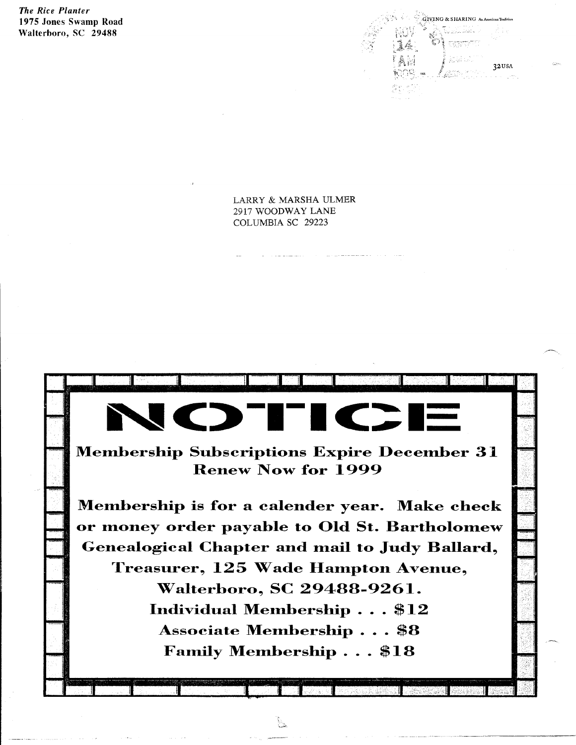*The Rice Planter*
**1975 Jones Swamp Road**
**Walterboro, SC 29488**

GIVING & SHARING An American Tradition

32USA

LARRY & MARSHA ULMER
2917 WOODWAY LANE
COLUMBIA SC 29223

# NOTICE

**Membership Subscriptions Expire December 31**
**Renew Now for 1999**

**Membership is for a calender year. Make check or money order payable to Old St. Bartholomew Genealogical Chapter and mail to Judy Ballard, Treasurer, 125 Wade Hampton Avenue, Walterboro, SC 29488-9261.**

**Individual Membership . . . $12**
**Associate Membership . . . $8**
**Family Membership . . . $18**